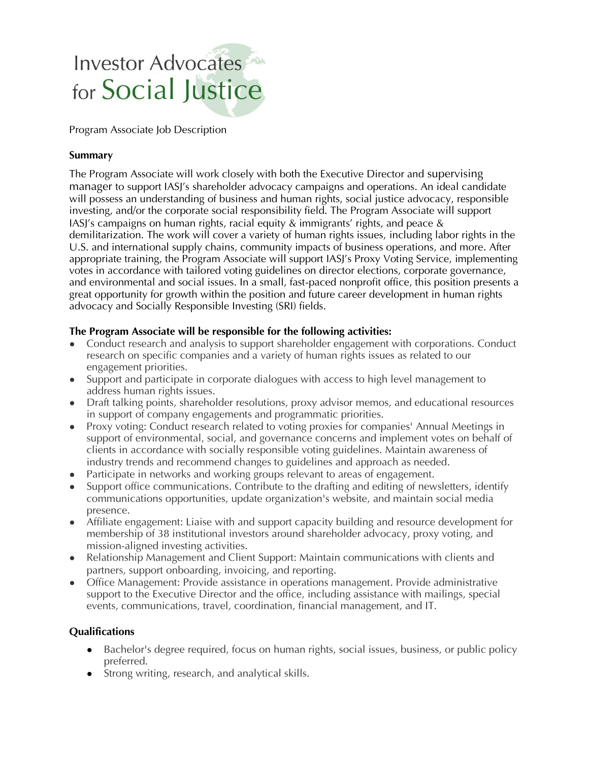Investor Advocates for Social Justice

Program Associate Job Description

**Summary**

The Program Associate will work closely with both the Executive Director and supervising manager to support IASJ's shareholder advocacy campaigns and operations. An ideal candidate will possess an understanding of business and human rights, social justice advocacy, responsible investing, and/or the corporate social responsibility field. The Program Associate will support IASJ's campaigns on human rights, racial equity & immigrants' rights, and peace & demilitarization. The work will cover a variety of human rights issues, including labor rights in the U.S. and international supply chains, community impacts of business operations, and more. After appropriate training, the Program Associate will support IASJ's Proxy Voting Service, implementing votes in accordance with tailored voting guidelines on director elections, corporate governance, and environmental and social issues. In a small, fast-paced nonprofit office, this position presents a great opportunity for growth within the position and future career development in human rights advocacy and Socially Responsible Investing (SRI) fields.

**The Program Associate will be responsible for the following activities:**

- Conduct research and analysis to support shareholder engagement with corporations. Conduct research on specific companies and a variety of human rights issues as related to our engagement priorities.
- Support and participate in corporate dialogues with access to high level management to address human rights issues.
- Draft talking points, shareholder resolutions, proxy advisor memos, and educational resources in support of company engagements and programmatic priorities.
- Proxy voting: Conduct research related to voting proxies for companies' Annual Meetings in support of environmental, social, and governance concerns and implement votes on behalf of clients in accordance with socially responsible voting guidelines. Maintain awareness of industry trends and recommend changes to guidelines and approach as needed.
- Participate in networks and working groups relevant to areas of engagement.
- Support office communications. Contribute to the drafting and editing of newsletters, identify communications opportunities, update organization's website, and maintain social media presence.
- Affiliate engagement: Liaise with and support capacity building and resource development for membership of 38 institutional investors around shareholder advocacy, proxy voting, and mission-aligned investing activities.
- Relationship Management and Client Support: Maintain communications with clients and partners, support onboarding, invoicing, and reporting.
- Office Management: Provide assistance in operations management. Provide administrative support to the Executive Director and the office, including assistance with mailings, special events, communications, travel, coordination, financial management, and IT.

**Qualifications**

- Bachelor's degree required, focus on human rights, social issues, business, or public policy preferred.
- Strong writing, research, and analytical skills.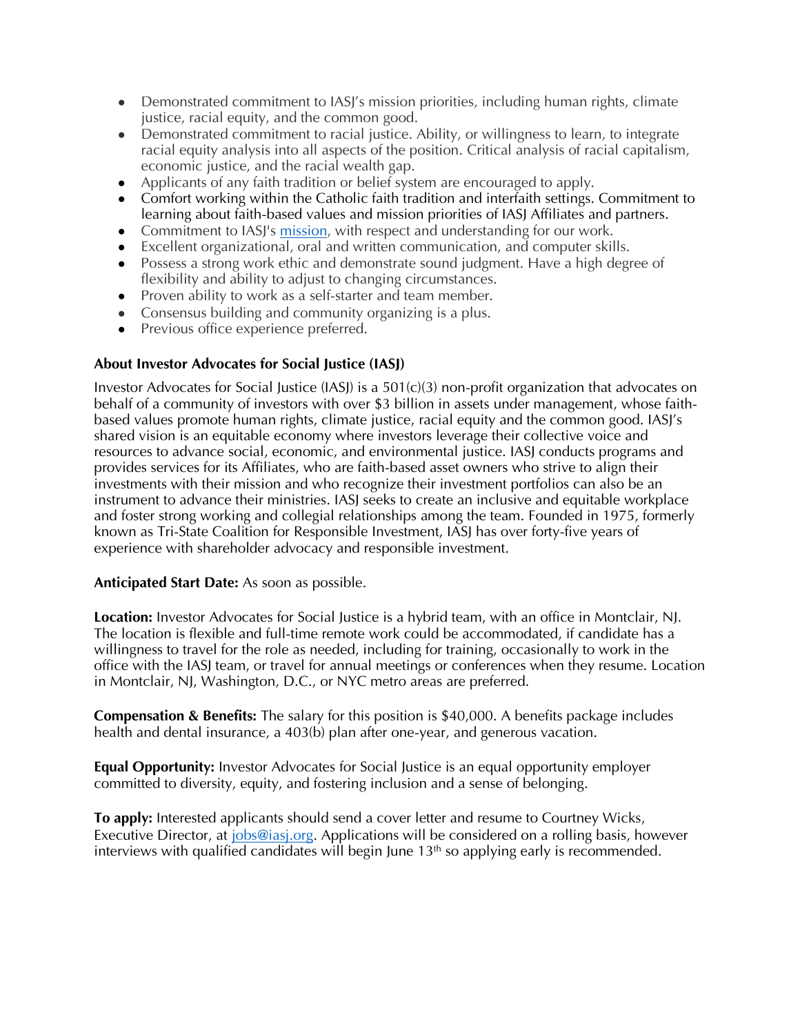- Demonstrated commitment to IASJ's mission priorities, including human rights, climate justice, racial equity, and the common good.
- Demonstrated commitment to racial justice. Ability, or willingness to learn, to integrate racial equity analysis into all aspects of the position. Critical analysis of racial capitalism, economic justice, and the racial wealth gap.
- Applicants of any faith tradition or belief system are encouraged to apply.
- Comfort working within the Catholic faith tradition and interfaith settings. Commitment to learning about faith-based values and mission priorities of IASJ Affiliates and partners.
- Commitment to IASJ's mission, with respect and understanding for our work.
- Excellent organizational, oral and written communication, and computer skills.
- Possess a strong work ethic and demonstrate sound judgment. Have a high degree of flexibility and ability to adjust to changing circumstances.
- Proven ability to work as a self-starter and team member.
- Consensus building and community organizing is a plus.
- Previous office experience preferred.

**About Investor Advocates for Social Justice (IASJ)**

Investor Advocates for Social Justice (IASJ) is a 501(c)(3) non-profit organization that advocates on behalf of a community of investors with over $3 billion in assets under management, whose faith-based values promote human rights, climate justice, racial equity and the common good. IASJ's shared vision is an equitable economy where investors leverage their collective voice and resources to advance social, economic, and environmental justice. IASJ conducts programs and provides services for its Affiliates, who are faith-based asset owners who strive to align their investments with their mission and who recognize their investment portfolios can also be an instrument to advance their ministries. IASJ seeks to create an inclusive and equitable workplace and foster strong working and collegial relationships among the team. Founded in 1975, formerly known as Tri-State Coalition for Responsible Investment, IASJ has over forty-five years of experience with shareholder advocacy and responsible investment.

**Anticipated Start Date:** As soon as possible.

**Location:** Investor Advocates for Social Justice is a hybrid team, with an office in Montclair, NJ. The location is flexible and full-time remote work could be accommodated, if candidate has a willingness to travel for the role as needed, including for training, occasionally to work in the office with the IASJ team, or travel for annual meetings or conferences when they resume. Location in Montclair, NJ, Washington, D.C., or NYC metro areas are preferred.

**Compensation & Benefits:** The salary for this position is $40,000. A benefits package includes health and dental insurance, a 403(b) plan after one-year, and generous vacation.

**Equal Opportunity:** Investor Advocates for Social Justice is an equal opportunity employer committed to diversity, equity, and fostering inclusion and a sense of belonging.

**To apply:** Interested applicants should send a cover letter and resume to Courtney Wicks, Executive Director, at jobs@iasj.org. Applications will be considered on a rolling basis, however interviews with qualified candidates will begin June 13th so applying early is recommended.